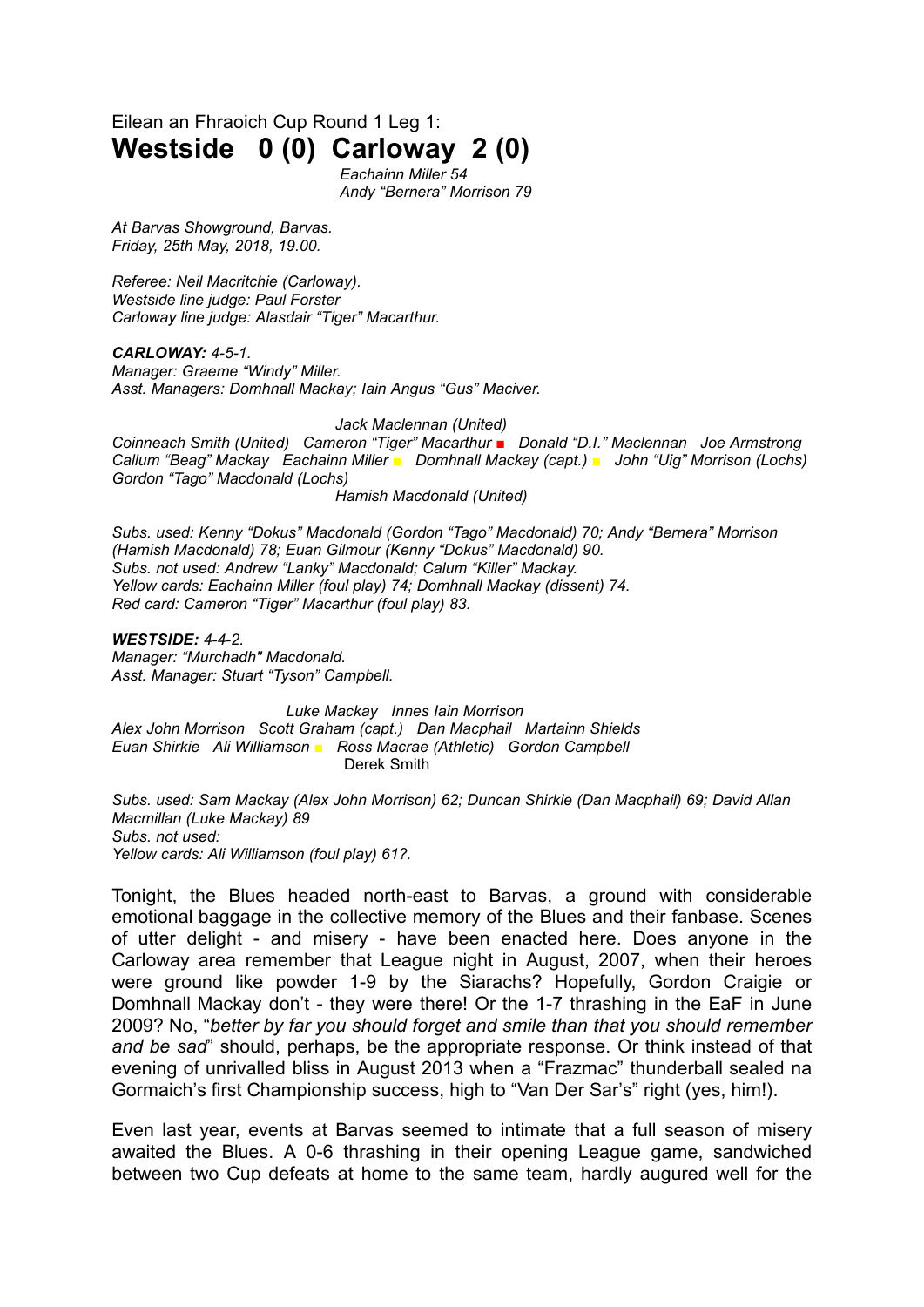Eilean an Fhraoich Cup Round 1 Leg 1:

# Westside 0 (0) Carloway 2 (0)

*Eachainn Miller 54*
*Andy "Bernera" Morrison 79*

*At Barvas Showground, Barvas.*
*Friday, 25th May, 2018, 19.00.*

*Referee: Neil Macritchie (Carloway).*
*Westside line judge: Paul Forster*
*Carloway line judge: Alasdair "Tiger" Macarthur.*

***CARLOWAY:** 4-5-1.*
*Manager: Graeme "Windy" Miller.*
*Asst. Managers: Domhnall Mackay; Iain Angus "Gus" Maciver.*

*Jack Maclennan (United)*
*Coinneach Smith (United) Cameron "Tiger" Macarthur ■ Donald "D.I." Maclennan Joe Armstrong*
*Callum "Beag" Mackay Eachainn Miller ■ Domhnall Mackay (capt.) ■ John "Uig" Morrison (Lochs)*
*Gordon "Tago" Macdonald (Lochs)*
*Hamish Macdonald (United)*

*Subs. used: Kenny "Dokus" Macdonald (Gordon "Tago" Macdonald) 70; Andy "Bernera" Morrison (Hamish Macdonald) 78; Euan Gilmour (Kenny "Dokus" Macdonald) 90.*
*Subs. not used: Andrew "Lanky" Macdonald; Calum "Killer" Mackay.*
*Yellow cards: Eachainn Miller (foul play) 74; Domhnall Mackay (dissent) 74.*
*Red card: Cameron "Tiger" Macarthur (foul play) 83.*

***WESTSIDE:** 4-4-2.*
*Manager: "Murchadh" Macdonald.*
*Asst. Manager: Stuart "Tyson" Campbell.*

*Luke Mackay Innes Iain Morrison*
*Alex John Morrison Scott Graham (capt.) Dan Macphail Martainn Shields*
*Euan Shirkie Ali Williamson ■ Ross Macrae (Athletic) Gordon Campbell*
Derek Smith

*Subs. used: Sam Mackay (Alex John Morrison) 62; Duncan Shirkie (Dan Macphail) 69; David Allan Macmillan (Luke Mackay) 89*
*Subs. not used:*
*Yellow cards: Ali Williamson (foul play) 61?.*

Tonight, the Blues headed north-east to Barvas, a ground with considerable emotional baggage in the collective memory of the Blues and their fanbase. Scenes of utter delight - and misery - have been enacted here. Does anyone in the Carloway area remember that League night in August, 2007, when their heroes were ground like powder 1-9 by the Siarachs? Hopefully, Gordon Craigie or Domhnall Mackay don't - they were there! Or the 1-7 thrashing in the EaF in June 2009? No, "*better by far you should forget and smile than that you should remember and be sad*" should, perhaps, be the appropriate response. Or think instead of that evening of unrivalled bliss in August 2013 when a "Frazmac" thunderball sealed na Gormaich's first Championship success, high to "Van Der Sar's" right (yes, him!).

Even last year, events at Barvas seemed to intimate that a full season of misery awaited the Blues. A 0-6 thrashing in their opening League game, sandwiched between two Cup defeats at home to the same team, hardly augured well for the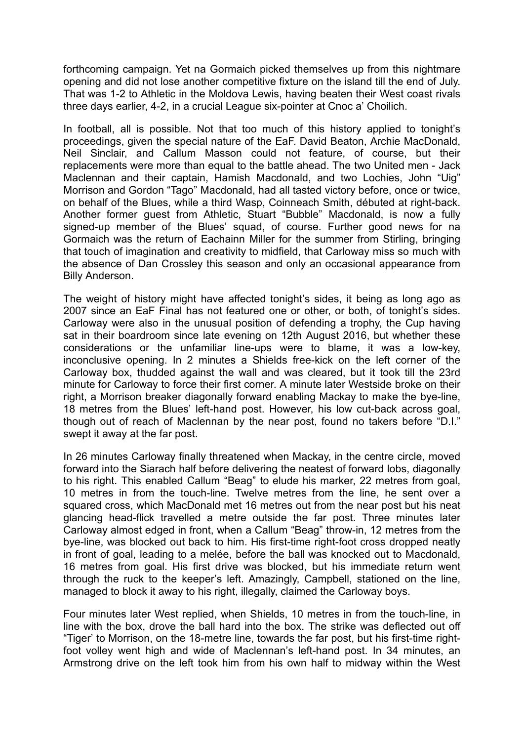forthcoming campaign. Yet na Gormaich picked themselves up from this nightmare opening and did not lose another competitive fixture on the island till the end of July. That was 1-2 to Athletic in the Moldova Lewis, having beaten their West coast rivals three days earlier, 4-2, in a crucial League six-pointer at Cnoc a' Choilich.

In football, all is possible. Not that too much of this history applied to tonight's proceedings, given the special nature of the EaF. David Beaton, Archie MacDonald, Neil Sinclair, and Callum Masson could not feature, of course, but their replacements were more than equal to the battle ahead. The two United men - Jack Maclennan and their captain, Hamish Macdonald, and two Lochies, John "Uig" Morrison and Gordon "Tago" Macdonald, had all tasted victory before, once or twice, on behalf of the Blues, while a third Wasp, Coinneach Smith, débuted at right-back. Another former guest from Athletic, Stuart "Bubble" Macdonald, is now a fully signed-up member of the Blues' squad, of course. Further good news for na Gormaich was the return of Eachainn Miller for the summer from Stirling, bringing that touch of imagination and creativity to midfield, that Carloway miss so much with the absence of Dan Crossley this season and only an occasional appearance from Billy Anderson.

The weight of history might have affected tonight's sides, it being as long ago as 2007 since an EaF Final has not featured one or other, or both, of tonight's sides. Carloway were also in the unusual position of defending a trophy, the Cup having sat in their boardroom since late evening on 12th August 2016, but whether these considerations or the unfamiliar line-ups were to blame, it was a low-key, inconclusive opening. In 2 minutes a Shields free-kick on the left corner of the Carloway box, thudded against the wall and was cleared, but it took till the 23rd minute for Carloway to force their first corner. A minute later Westside broke on their right, a Morrison breaker diagonally forward enabling Mackay to make the bye-line, 18 metres from the Blues' left-hand post. However, his low cut-back across goal, though out of reach of Maclennan by the near post, found no takers before "D.I." swept it away at the far post.

In 26 minutes Carloway finally threatened when Mackay, in the centre circle, moved forward into the Siarach half before delivering the neatest of forward lobs, diagonally to his right. This enabled Callum "Beag" to elude his marker, 22 metres from goal, 10 metres in from the touch-line. Twelve metres from the line, he sent over a squared cross, which MacDonald met 16 metres out from the near post but his neat glancing head-flick travelled a metre outside the far post. Three minutes later Carloway almost edged in front, when a Callum "Beag" throw-in, 12 metres from the bye-line, was blocked out back to him. His first-time right-foot cross dropped neatly in front of goal, leading to a melée, before the ball was knocked out to Macdonald, 16 metres from goal. His first drive was blocked, but his immediate return went through the ruck to the keeper's left. Amazingly, Campbell, stationed on the line, managed to block it away to his right, illegally, claimed the Carloway boys.

Four minutes later West replied, when Shields, 10 metres in from the touch-line, in line with the box, drove the ball hard into the box. The strike was deflected out off "Tiger' to Morrison, on the 18-metre line, towards the far post, but his first-time right-foot volley went high and wide of Maclennan's left-hand post. In 34 minutes, an Armstrong drive on the left took him from his own half to midway within the West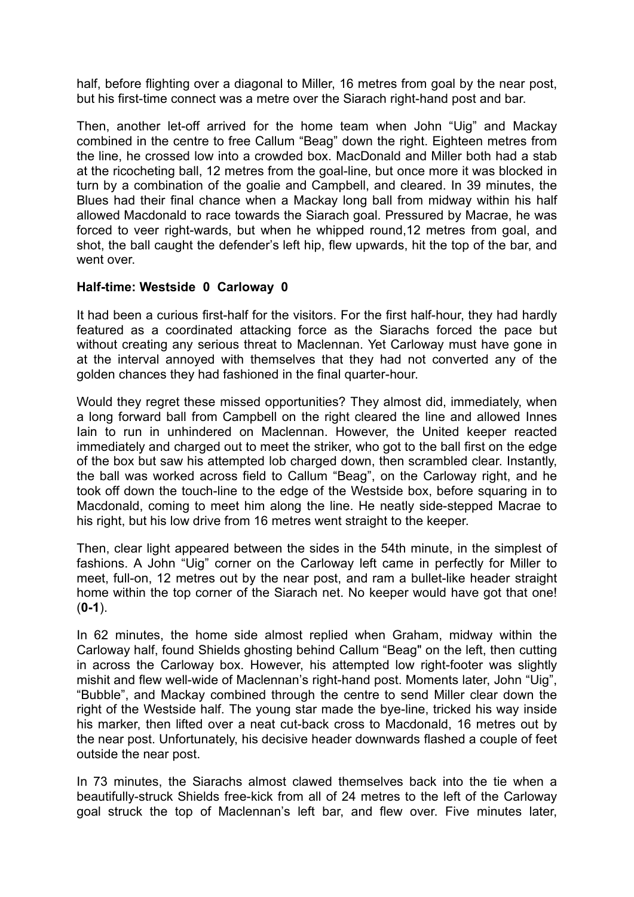half, before flighting over a diagonal to Miller, 16 metres from goal by the near post, but his first-time connect was a metre over the Siarach right-hand post and bar.

Then, another let-off arrived for the home team when John "Uig" and Mackay combined in the centre to free Callum "Beag" down the right. Eighteen metres from the line, he crossed low into a crowded box. MacDonald and Miller both had a stab at the ricocheting ball, 12 metres from the goal-line, but once more it was blocked in turn by a combination of the goalie and Campbell, and cleared. In 39 minutes, the Blues had their final chance when a Mackay long ball from midway within his half allowed Macdonald to race towards the Siarach goal. Pressured by Macrae, he was forced to veer right-wards, but when he whipped round,12 metres from goal, and shot, the ball caught the defender's left hip, flew upwards, hit the top of the bar, and went over.

**Half-time: Westside 0 Carloway 0**

It had been a curious first-half for the visitors. For the first half-hour, they had hardly featured as a coordinated attacking force as the Siarachs forced the pace but without creating any serious threat to Maclennan. Yet Carloway must have gone in at the interval annoyed with themselves that they had not converted any of the golden chances they had fashioned in the final quarter-hour.

Would they regret these missed opportunities? They almost did, immediately, when a long forward ball from Campbell on the right cleared the line and allowed Innes Iain to run in unhindered on Maclennan. However, the United keeper reacted immediately and charged out to meet the striker, who got to the ball first on the edge of the box but saw his attempted lob charged down, then scrambled clear. Instantly, the ball was worked across field to Callum "Beag", on the Carloway right, and he took off down the touch-line to the edge of the Westside box, before squaring in to Macdonald, coming to meet him along the line. He neatly side-stepped Macrae to his right, but his low drive from 16 metres went straight to the keeper.

Then, clear light appeared between the sides in the 54th minute, in the simplest of fashions. A John "Uig" corner on the Carloway left came in perfectly for Miller to meet, full-on, 12 metres out by the near post, and ram a bullet-like header straight home within the top corner of the Siarach net. No keeper would have got that one! (**0-1**).

In 62 minutes, the home side almost replied when Graham, midway within the Carloway half, found Shields ghosting behind Callum "Beag" on the left, then cutting in across the Carloway box. However, his attempted low right-footer was slightly mishit and flew well-wide of Maclennan's right-hand post. Moments later, John "Uig", "Bubble", and Mackay combined through the centre to send Miller clear down the right of the Westside half. The young star made the bye-line, tricked his way inside his marker, then lifted over a neat cut-back cross to Macdonald, 16 metres out by the near post. Unfortunately, his decisive header downwards flashed a couple of feet outside the near post.

In 73 minutes, the Siarachs almost clawed themselves back into the tie when a beautifully-struck Shields free-kick from all of 24 metres to the left of the Carloway goal struck the top of Maclennan's left bar, and flew over. Five minutes later,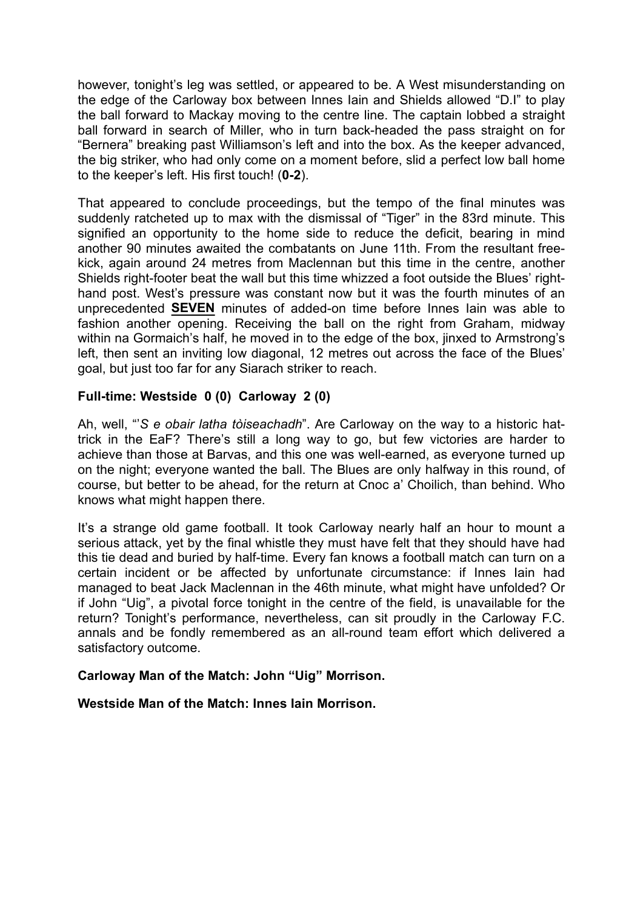however, tonight's leg was settled, or appeared to be. A West misunderstanding on the edge of the Carloway box between Innes Iain and Shields allowed "D.I" to play the ball forward to Mackay moving to the centre line. The captain lobbed a straight ball forward in search of Miller, who in turn back-headed the pass straight on for "Bernera" breaking past Williamson's left and into the box. As the keeper advanced, the big striker, who had only come on a moment before, slid a perfect low ball home to the keeper's left. His first touch! (**0-2**).

That appeared to conclude proceedings, but the tempo of the final minutes was suddenly ratcheted up to max with the dismissal of "Tiger" in the 83rd minute. This signified an opportunity to the home side to reduce the deficit, bearing in mind another 90 minutes awaited the combatants on June 11th. From the resultant free-kick, again around 24 metres from Maclennan but this time in the centre, another Shields right-footer beat the wall but this time whizzed a foot outside the Blues' right-hand post. West's pressure was constant now but it was the fourth minutes of an unprecedented **SEVEN** minutes of added-on time before Innes Iain was able to fashion another opening. Receiving the ball on the right from Graham, midway within na Gormaich's half, he moved in to the edge of the box, jinxed to Armstrong's left, then sent an inviting low diagonal, 12 metres out across the face of the Blues' goal, but just too far for any Siarach striker to reach.

**Full-time: Westside 0 (0) Carloway 2 (0)**

Ah, well, "'*S e obair latha tòiseachadh*". Are Carloway on the way to a historic hat-trick in the EaF? There's still a long way to go, but few victories are harder to achieve than those at Barvas, and this one was well-earned, as everyone turned up on the night; everyone wanted the ball. The Blues are only halfway in this round, of course, but better to be ahead, for the return at Cnoc a' Choilich, than behind. Who knows what might happen there.

It's a strange old game football. It took Carloway nearly half an hour to mount a serious attack, yet by the final whistle they must have felt that they should have had this tie dead and buried by half-time. Every fan knows a football match can turn on a certain incident or be affected by unfortunate circumstance: if Innes Iain had managed to beat Jack Maclennan in the 46th minute, what might have unfolded? Or if John "Uig", a pivotal force tonight in the centre of the field, is unavailable for the return? Tonight's performance, nevertheless, can sit proudly in the Carloway F.C. annals and be fondly remembered as an all-round team effort which delivered a satisfactory outcome.

**Carloway Man of the Match: John "Uig" Morrison.**

**Westside Man of the Match: Innes Iain Morrison.**